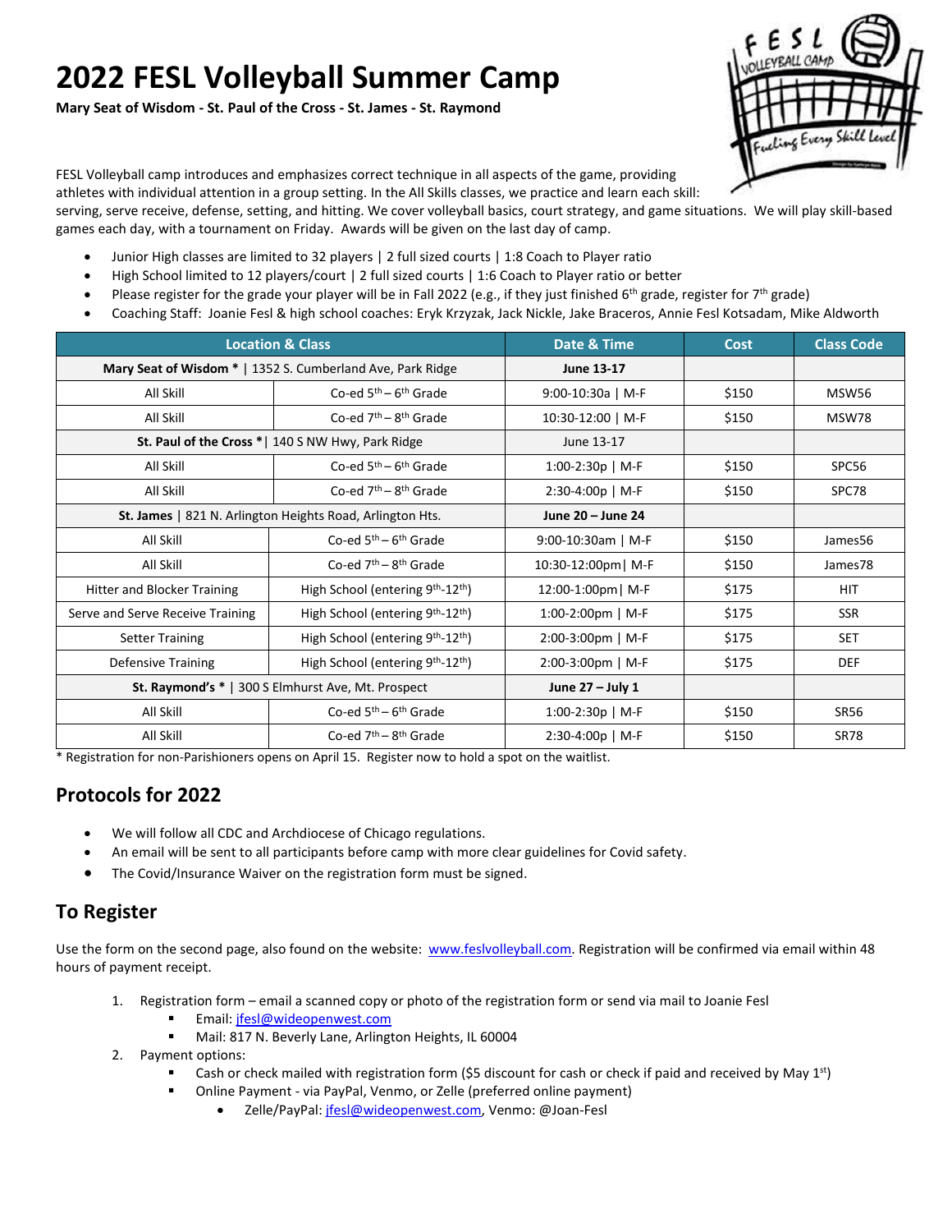# 2022 FESL Volleyball Summer Camp

**Mary Seat of Wisdom - St. Paul of the Cross - St. James - St. Raymond**

FESL Volleyball camp introduces and emphasizes correct technique in all aspects of the game, providing athletes with individual attention in a group setting. In the All Skills classes, we practice and learn each skill: serving, serve receive, defense, setting, and hitting. We cover volleyball basics, court strategy, and game situations. We will play skill-based games each day, with a tournament on Friday. Awards will be given on the last day of camp.

- Junior High classes are limited to 32 players | 2 full sized courts | 1:8 Coach to Player ratio
- High School limited to 12 players/court | 2 full sized courts | 1:6 Coach to Player ratio or better
- Please register for the grade your player will be in Fall 2022 (e.g., if they just finished 6th grade, register for 7th grade)
- Coaching Staff: Joanie Fesl & high school coaches: Eryk Krzyzak, Jack Nickle, Jake Braceros, Annie Fesl Kotsadam, Mike Aldworth

| Location & Class | | Date & Time | Cost | Class Code |
|---|---|---|---|---|
| **Mary Seat of Wisdom \*** \| 1352 S. Cumberland Ave, Park Ridge | | **June 13-17** | | |
| All Skill | Co-ed 5th – 6th Grade | 9:00-10:30a \| M-F | $150 | MSW56 |
| All Skill | Co-ed 7th – 8th Grade | 10:30-12:00 \| M-F | $150 | MSW78 |
| **St. Paul of the Cross \*** \| 140 S NW Hwy, Park Ridge | | June 13-17 | | |
| All Skill | Co-ed 5th – 6th Grade | 1:00-2:30p \| M-F | $150 | SPC56 |
| All Skill | Co-ed 7th – 8th Grade | 2:30-4:00p \| M-F | $150 | SPC78 |
| **St. James** \| 821 N. Arlington Heights Road, Arlington Hts. | | **June 20 – June 24** | | |
| All Skill | Co-ed 5th – 6th Grade | 9:00-10:30am \| M-F | $150 | James56 |
| All Skill | Co-ed 7th – 8th Grade | 10:30-12:00pm\| M-F | $150 | James78 |
| Hitter and Blocker Training | High School (entering 9th-12th) | 12:00-1:00pm\| M-F | $175 | HIT |
| Serve and Serve Receive Training | High School (entering 9th-12th) | 1:00-2:00pm \| M-F | $175 | SSR |
| Setter Training | High School (entering 9th-12th) | 2:00-3:00pm \| M-F | $175 | SET |
| Defensive Training | High School (entering 9th-12th) | 2:00-3:00pm \| M-F | $175 | DEF |
| **St. Raymond's \*** \| 300 S Elmhurst Ave, Mt. Prospect | | **June 27 – July 1** | | |
| All Skill | Co-ed 5th – 6th Grade | 1:00-2:30p \| M-F | $150 | SR56 |
| All Skill | Co-ed 7th – 8th Grade | 2:30-4:00p \| M-F | $150 | SR78 |

\* Registration for non-Parishioners opens on April 15. Register now to hold a spot on the waitlist.

## Protocols for 2022

- We will follow all CDC and Archdiocese of Chicago regulations.
- An email will be sent to all participants before camp with more clear guidelines for Covid safety.
- The Covid/Insurance Waiver on the registration form must be signed.

## To Register

Use the form on the second page, also found on the website: www.feslvolleyball.com. Registration will be confirmed via email within 48 hours of payment receipt.

1. Registration form – email a scanned copy or photo of the registration form or send via mail to Joanie Fesl
   - Email: jfesl@wideopenwest.com
   - Mail: 817 N. Beverly Lane, Arlington Heights, IL 60004
2. Payment options:
   - Cash or check mailed with registration form ($5 discount for cash or check if paid and received by May 1st)
   - Online Payment - via PayPal, Venmo, or Zelle (preferred online payment)
     - Zelle/PayPal: jfesl@wideopenwest.com, Venmo: @Joan-Fesl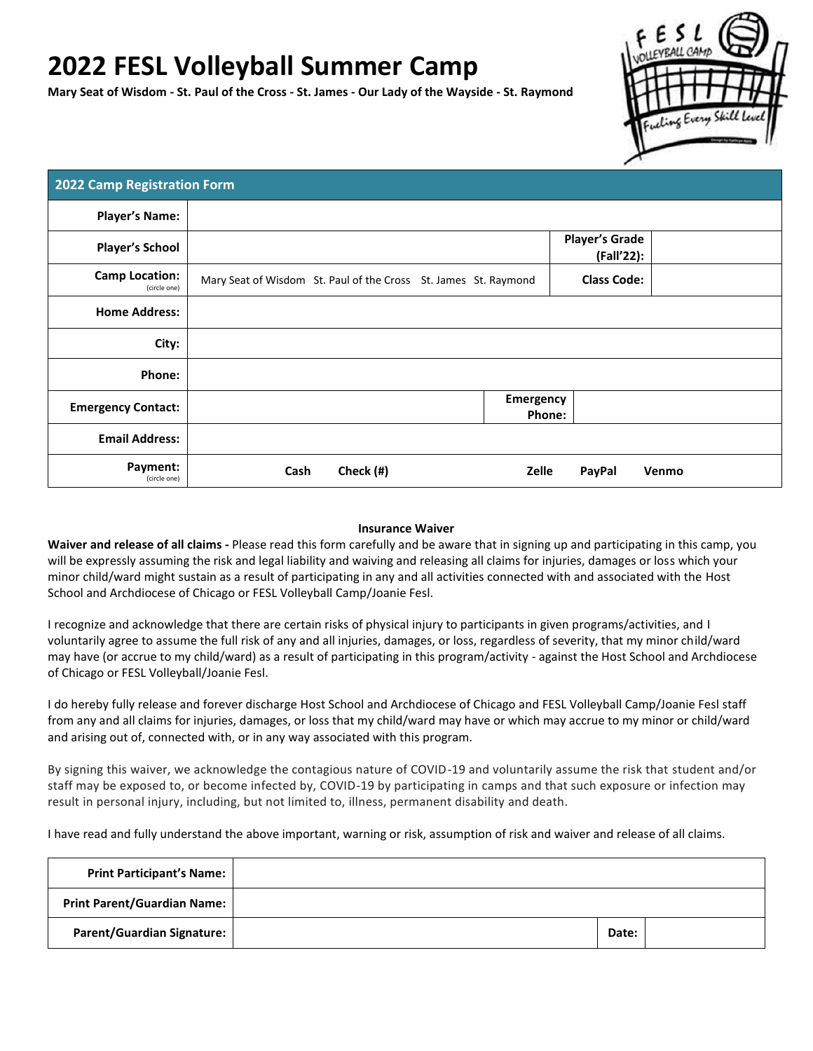# 2022 FESL Volleyball Summer Camp

**Mary Seat of Wisdom - St. Paul of the Cross - St. James - Our Lady of the Wayside - St. Raymond**

| 2022 Camp Registration Form | | | |
|---|---|---|---|
| **Player's Name:** | | | |
| **Player's School** | | **Player's Grade (Fall'22):** | |
| **Camp Location:** (circle one) | Mary Seat of Wisdom St. Paul of the Cross St. James St. Raymond | **Class Code:** | |
| **Home Address:** | | | |
| **City:** | | | |
| **Phone:** | | | |
| **Emergency Contact:** | | **Emergency Phone:** | |
| **Email Address:** | | | |
| **Payment:** (circle one) | **Cash** **Check (#)** | **Zelle** **PayPal** **Venmo** | |

**Insurance Waiver**

**Waiver and release of all claims -** Please read this form carefully and be aware that in signing up and participating in this camp, you will be expressly assuming the risk and legal liability and waiving and releasing all claims for injuries, damages or loss which your minor child/ward might sustain as a result of participating in any and all activities connected with and associated with the Host School and Archdiocese of Chicago or FESL Volleyball Camp/Joanie Fesl.

I recognize and acknowledge that there are certain risks of physical injury to participants in given programs/activities, and I voluntarily agree to assume the full risk of any and all injuries, damages, or loss, regardless of severity, that my minor child/ward may have (or accrue to my child/ward) as a result of participating in this program/activity - against the Host School and Archdiocese of Chicago or FESL Volleyball/Joanie Fesl.

I do hereby fully release and forever discharge Host School and Archdiocese of Chicago and FESL Volleyball Camp/Joanie Fesl staff from any and all claims for injuries, damages, or loss that my child/ward may have or which may accrue to my minor or child/ward and arising out of, connected with, or in any way associated with this program.

By signing this waiver, we acknowledge the contagious nature of COVID-19 and voluntarily assume the risk that student and/or staff may be exposed to, or become infected by, COVID-19 by participating in camps and that such exposure or infection may result in personal injury, including, but not limited to, illness, permanent disability and death.

I have read and fully understand the above important, warning or risk, assumption of risk and waiver and release of all claims.

| | | | |
|---|---|---|---|
| **Print Participant's Name:** | | | |
| **Print Parent/Guardian Name:** | | | |
| **Parent/Guardian Signature:** | | **Date:** | |